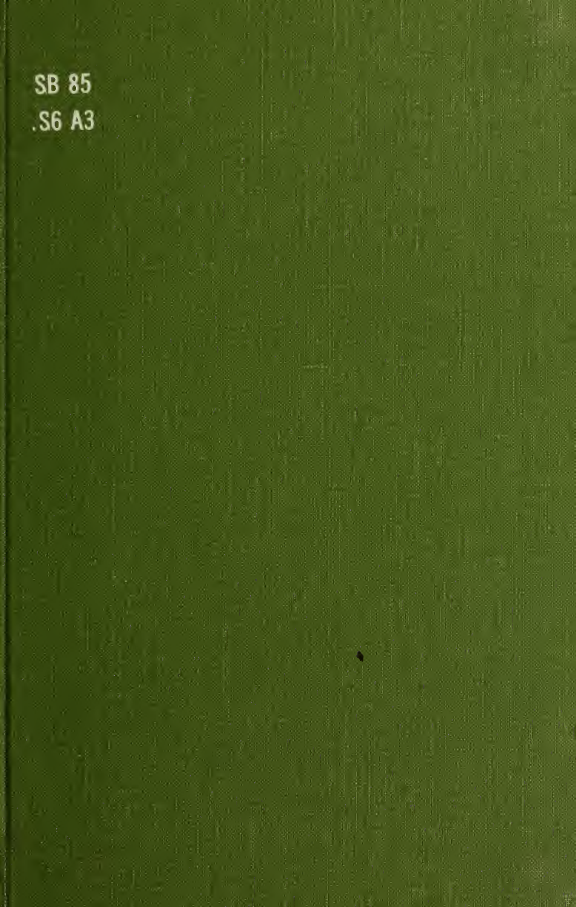SB 85
.S6 A3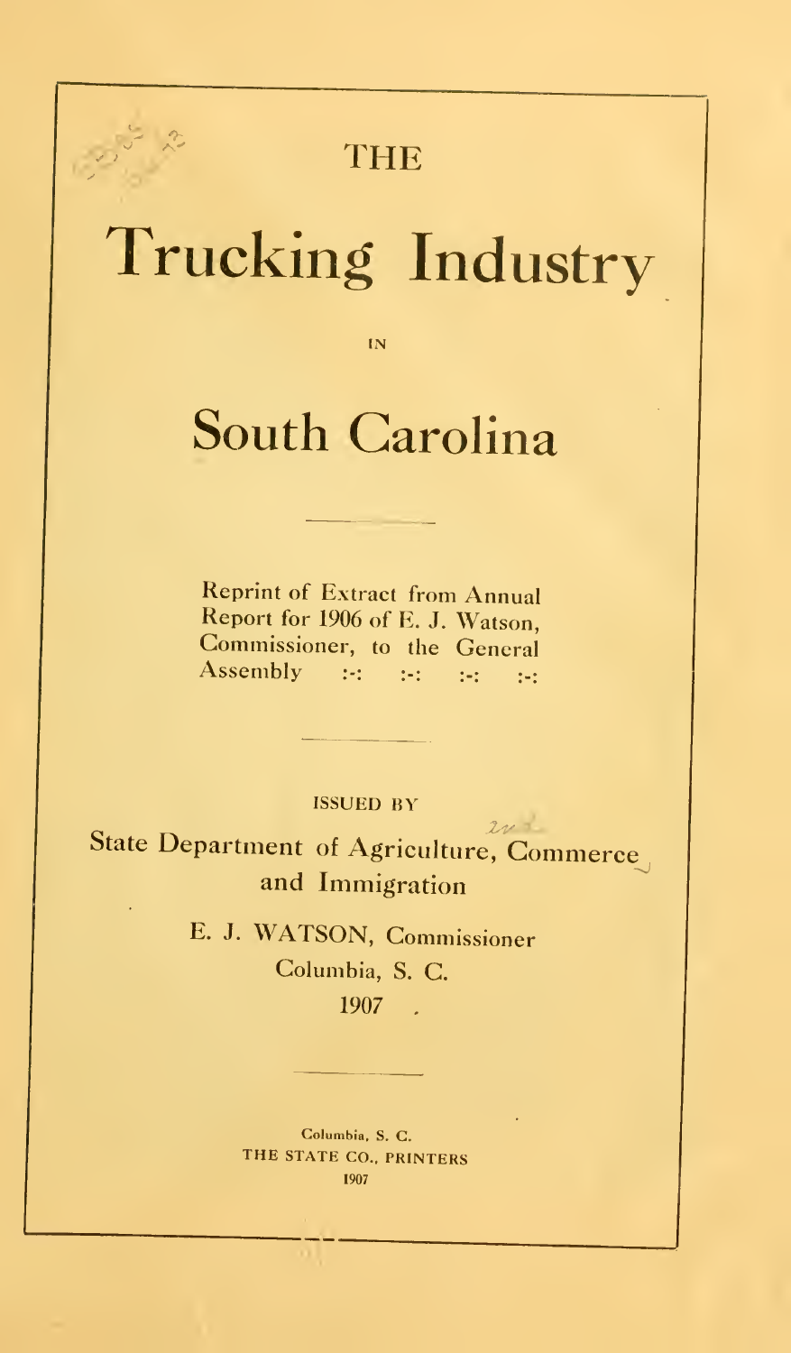# THE

# Trucking Industry

IN

# South Carolina

---

Reprint of Extract from Annual Report for 1906 of E. J. Watson, Commissioner, to the General Assembly :-: :-: :-: :-:

---

ISSUED BY

State Department of Agriculture, Commerce and Immigration

E. J. WATSON, Commissioner
Columbia, S. C.
1907

---

Columbia, S. C.
THE STATE CO., PRINTERS
1907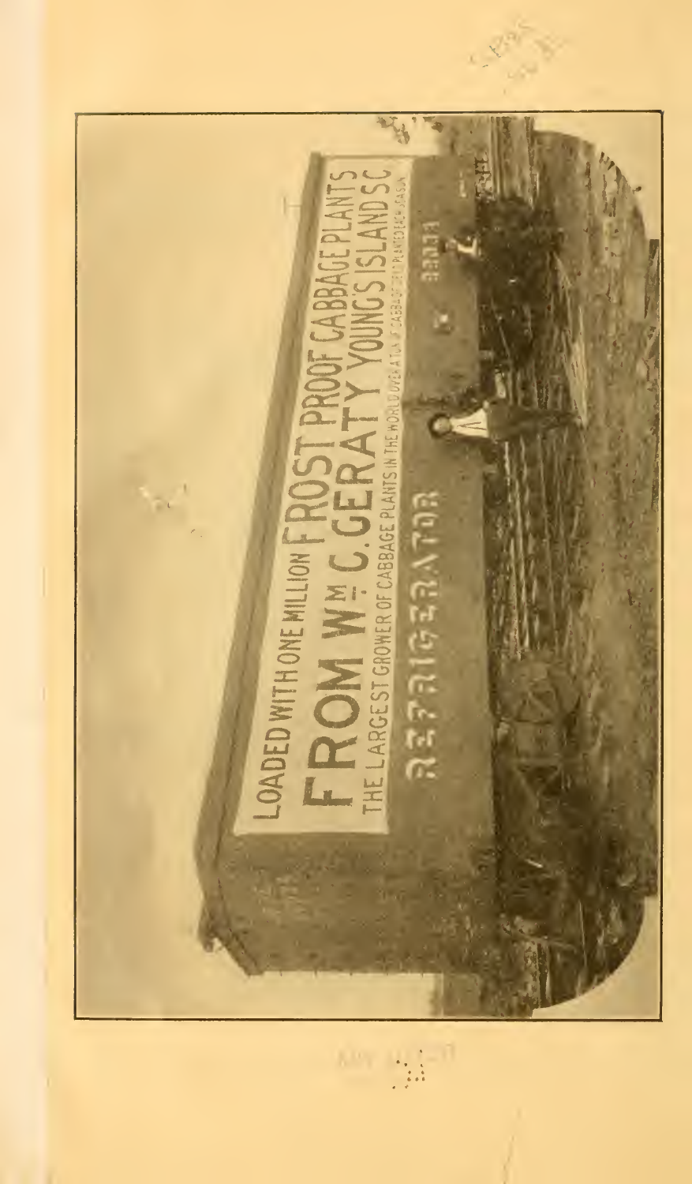LOADED WITH ONE MILLION FROST PROOF CABBAGE PLANTS

FROM WM. C. GERATY YOUNG'S ISLAND S.C.

THE LARGEST GROWER OF CABBAGE PLANTS IN THE WORLD OVER A TON OF CABBAGE SEED PLANTED EACH SEASON

REFRIGERATOR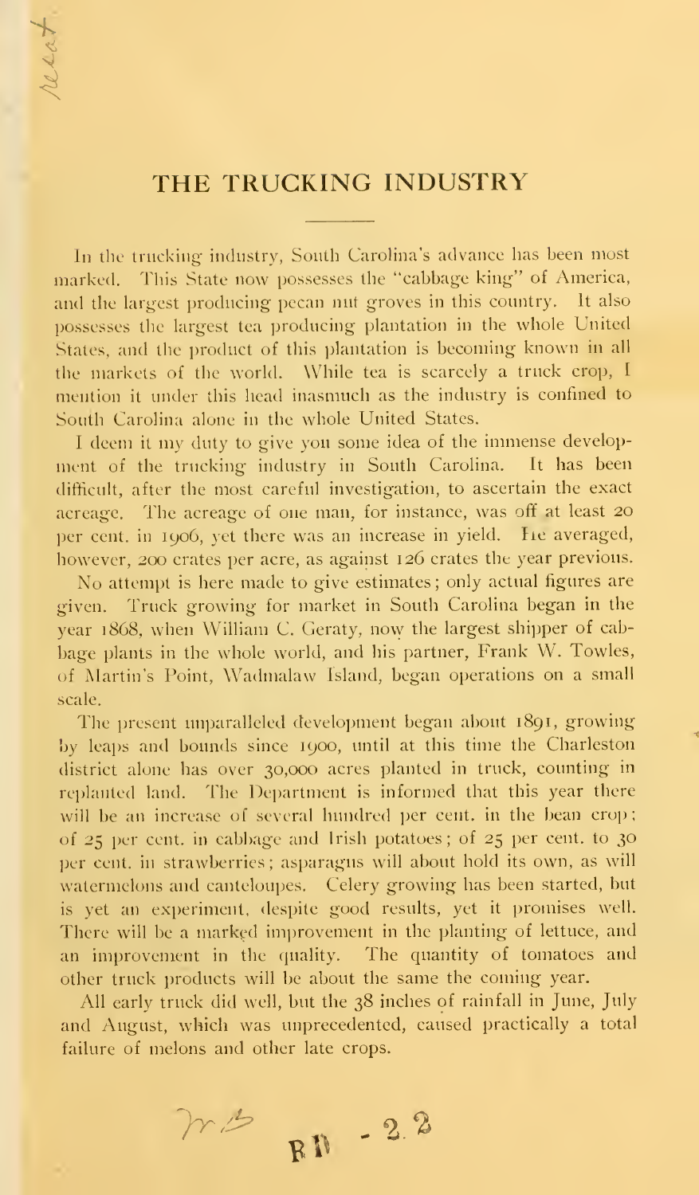## THE TRUCKING INDUSTRY

In the trucking industry, South Carolina's advance has been most marked. This State now possesses the "cabbage king" of America, and the largest producing pecan nut groves in this country. It also possesses the largest tea producing plantation in the whole United States, and the product of this plantation is becoming known in all the markets of the world. While tea is scarcely a truck crop, I mention it under this head inasmuch as the industry is confined to South Carolina alone in the whole United States.

I deem it my duty to give you some idea of the immense development of the trucking industry in South Carolina. It has been difficult, after the most careful investigation, to ascertain the exact acreage. The acreage of one man, for instance, was off at least 20 per cent. in 1906, yet there was an increase in yield. He averaged, however, 200 crates per acre, as against 126 crates the year previous.

No attempt is here made to give estimates; only actual figures are given. Truck growing for market in South Carolina began in the year 1868, when William C. Geraty, now the largest shipper of cabbage plants in the whole world, and his partner, Frank W. Towles, of Martin's Point, Wadmalaw Island, began operations on a small scale.

The present unparalleled development began about 1891, growing by leaps and bounds since 1900, until at this time the Charleston district alone has over 30,000 acres planted in truck, counting in replanted land. The Department is informed that this year there will be an increase of several hundred per cent. in the bean crop; of 25 per cent. in cabbage and Irish potatoes; of 25 per cent. to 30 per cent. in strawberries; asparagus will about hold its own, as will watermelons and canteloupes. Celery growing has been started, but is yet an experiment, despite good results, yet it promises well. There will be a marked improvement in the planting of lettuce, and an improvement in the quality. The quantity of tomatoes and other truck products will be about the same the coming year.

All early truck did well, but the 38 inches of rainfall in June, July and August, which was unprecedented, caused practically a total failure of melons and other late crops.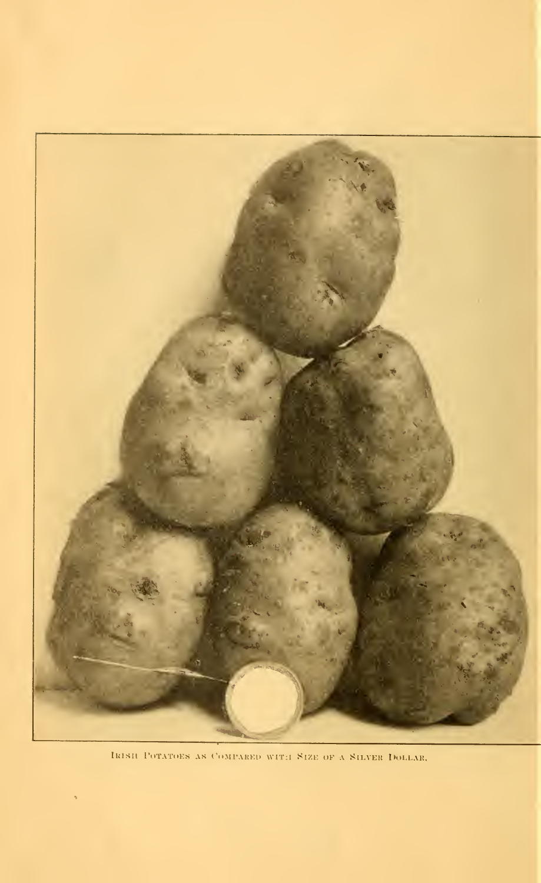Irish Potatoes as Compared with Size of a Silver Dollar.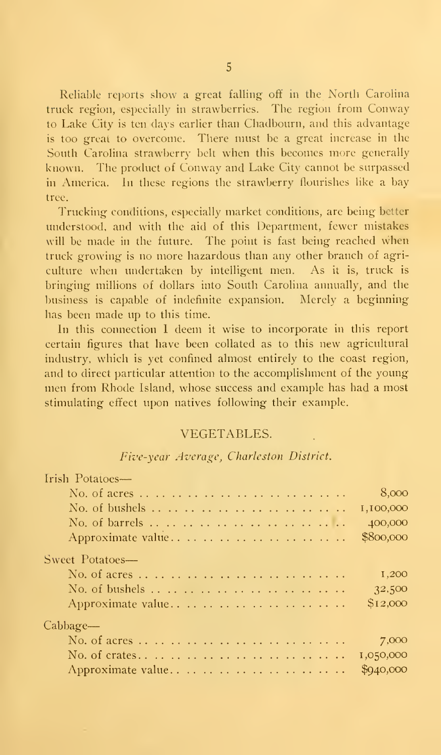Reliable reports show a great falling off in the North Carolina truck region, especially in strawberries. The region from Conway to Lake City is ten days earlier than Chadbourn, and this advantage is too great to overcome. There must be a great increase in the South Carolina strawberry belt when this becomes more generally known. The product of Conway and Lake City cannot be surpassed in America. In these regions the strawberry flourishes like a bay tree.

Trucking conditions, especially market conditions, are being better understood, and with the aid of this Department, fewer mistakes will be made in the future. The point is fast being reached when truck growing is no more hazardous than any other branch of agriculture when undertaken by intelligent men. As it is, truck is bringing millions of dollars into South Carolina annually, and the business is capable of indefinite expansion. Merely a beginning has been made up to this time.

In this connection I deem it wise to incorporate in this report certain figures that have been collated as to this new agricultural industry, which is yet confined almost entirely to the coast region, and to direct particular attention to the accomplishment of the young men from Rhode Island, whose success and example has had a most stimulating effect upon natives following their example.

## VEGETABLES.

*Five-year Average, Charleston District.*

| | |
|---|---|
| **Irish Potatoes—** | |
| No. of acres | 8,000 |
| No. of bushels | 1,100,000 |
| No. of barrels | 400,000 |
| Approximate value | $800,000 |
| **Sweet Potatoes—** | |
| No. of acres | 1,200 |
| No. of bushels | 32,500 |
| Approximate value | $12,000 |
| **Cabbage—** | |
| No. of acres | 7,000 |
| No. of crates | 1,050,000 |
| Approximate value | $940,000 |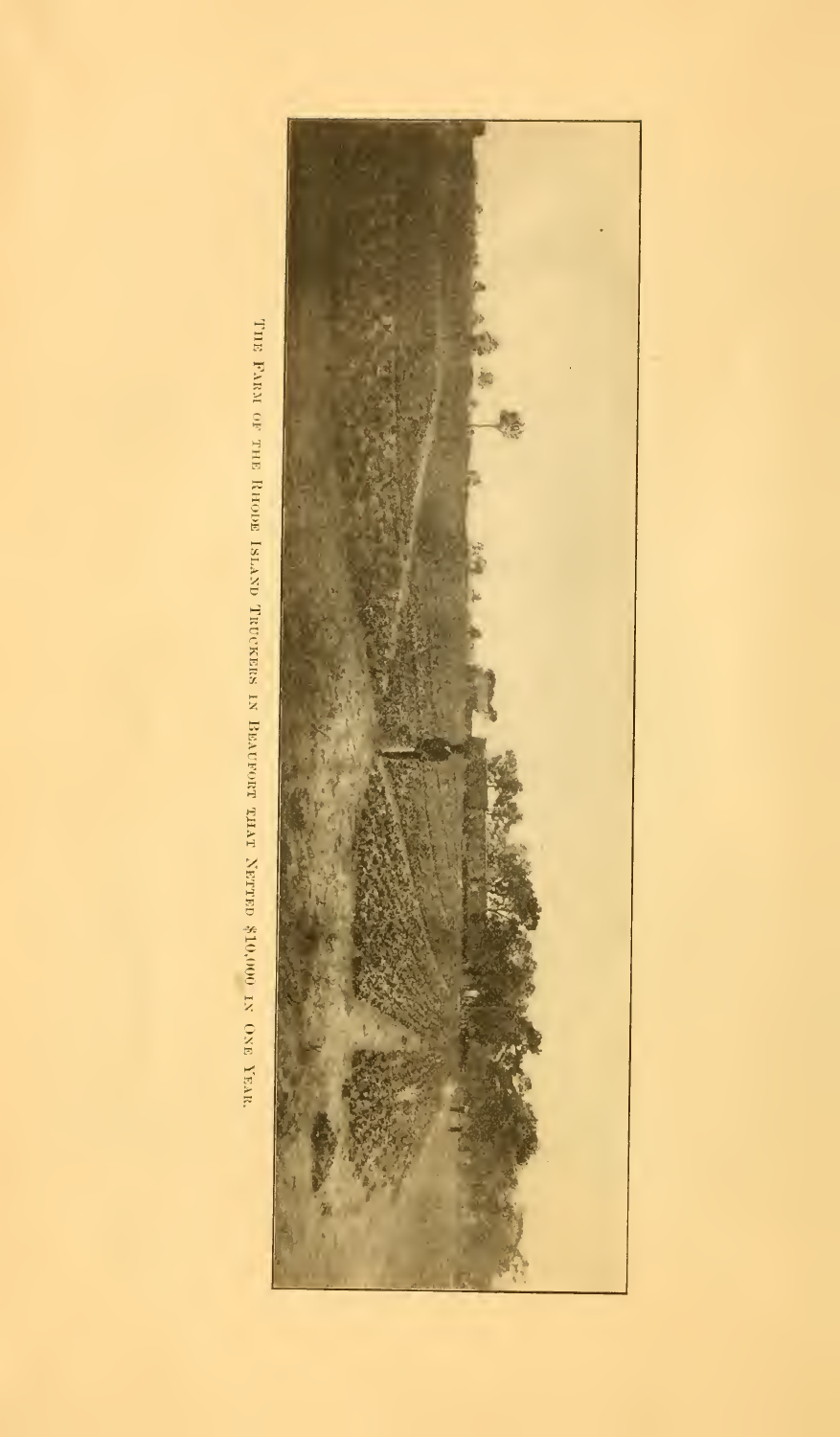The Farm of the Rhode Island Truckers in Beaufort that Netted $10,000 in One Year.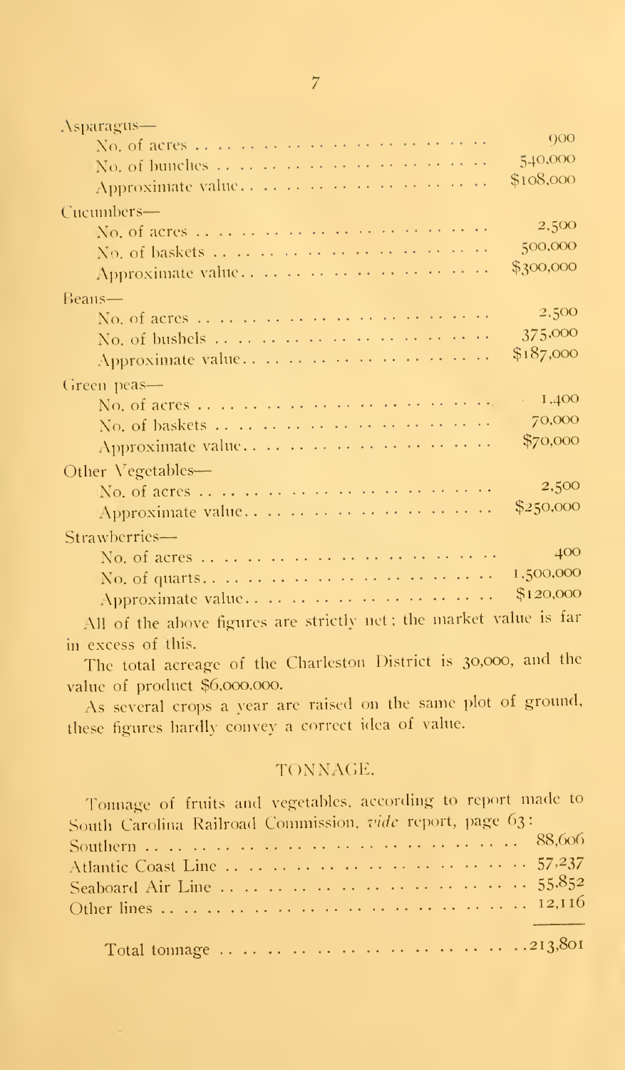Asparagus—

| | |
|---|---|
| No. of acres | 900 |
| No. of bunches | 540,000 |
| Approximate value | $108,000 |

Cucumbers—

| | |
|---|---|
| No. of acres | 2,500 |
| No. of baskets | 500,000 |
| Approximate value | $300,000 |

Beans—

| | |
|---|---|
| No. of acres | 2,500 |
| No. of bushels | 375,000 |
| Approximate value | $187,000 |

Green peas—

| | |
|---|---|
| No. of acres | 1,400 |
| No. of baskets | 70,000 |
| Approximate value | $70,000 |

Other Vegetables—

| | |
|---|---|
| No. of acres | 2,500 |
| Approximate value | $250,000 |

Strawberries—

| | |
|---|---|
| No. of acres | 400 |
| No. of quarts | 1,500,000 |
| Approximate value | $120,000 |

All of the above figures are strictly net; the market value is far in excess of this.

The total acreage of the Charleston District is 30,000, and the value of product $6,000,000.

As several crops a year are raised on the same plot of ground, these figures hardly convey a correct idea of value.

## TONNAGE.

Tonnage of fruits and vegetables, according to report made to South Carolina Railroad Commission, *vide* report, page 63:

| | |
|---|---|
| Southern | 88,606 |
| Atlantic Coast Line | 57,237 |
| Seaboard Air Line | 55,852 |
| Other lines | 12,116 |
| Total tonnage | 213,801 |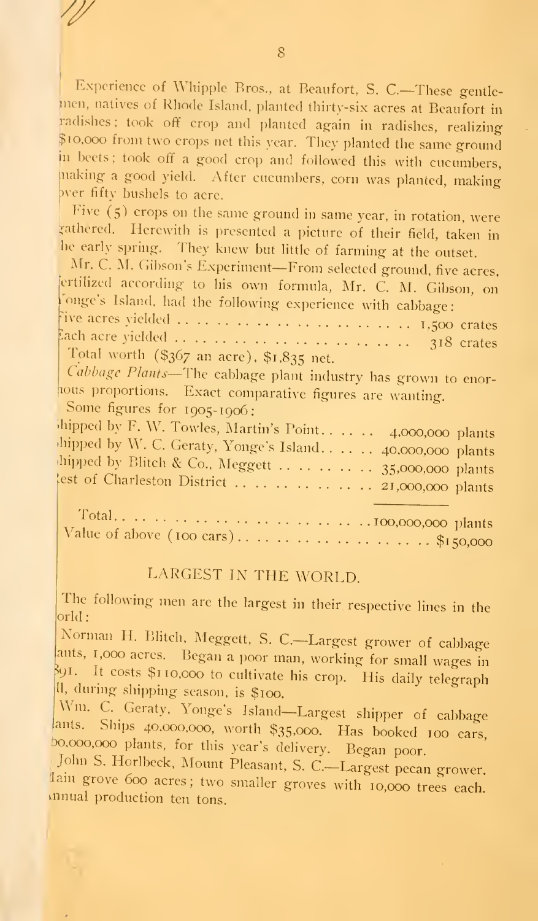Experience of Whipple Bros., at Beaufort, S. C.—These gentlemen, natives of Rhode Island, planted thirty-six acres at Beaufort in radishes; took off crop and planted again in radishes, realizing $10,000 from two crops net this year. They planted the same ground in beets; took off a good crop and followed this with cucumbers, making a good yield. After cucumbers, corn was planted, making over fifty bushels to acre.

Five (5) crops on the same ground in same year, in rotation, were gathered. Herewith is presented a picture of their field, taken in the early spring. They knew but little of farming at the outset.

Mr. C. M. Gibson's Experiment—From selected ground, five acres, fertilized according to his own formula, Mr. C. M. Gibson, on Yonge's Island, had the following experience with cabbage:

| | |
|---|---|
| Five acres yielded | 1,500 crates |
| Each acre yielded | 318 crates |

Total worth ($367 an acre), $1,835 net.

*Cabbage Plants*—The cabbage plant industry has grown to enormous proportions. Exact comparative figures are wanting.

Some figures for 1905-1906:

| | |
|---|---|
| Shipped by F. W. Towles, Martin's Point | 4,000,000 plants |
| Shipped by W. C. Geraty, Yonge's Island | 40,000,000 plants |
| Shipped by Blitch & Co., Meggett | 35,000,000 plants |
| Rest of Charleston District | 21,000,000 plants |
| Total | 100,000,000 plants |
| Value of above (100 cars) | $150,000 |

## LARGEST IN THE WORLD.

The following men are the largest in their respective lines in the world:

Norman H. Blitch, Meggett, S. C.—Largest grower of cabbage plants, 1,000 acres. Began a poor man, working for small wages in 1891. It costs $110,000 to cultivate his crop. His daily telegraph bill, during shipping season, is $100.

Wm. C. Geraty, Yonge's Island—Largest shipper of cabbage plants. Ships 40,000,000, worth $35,000. Has booked 100 cars, 100,000,000 plants, for this year's delivery. Began poor.

John S. Horlbeck, Mount Pleasant, S. C.—Largest pecan grower. Main grove 600 acres; two smaller groves with 10,000 trees each. Annual production ten tons.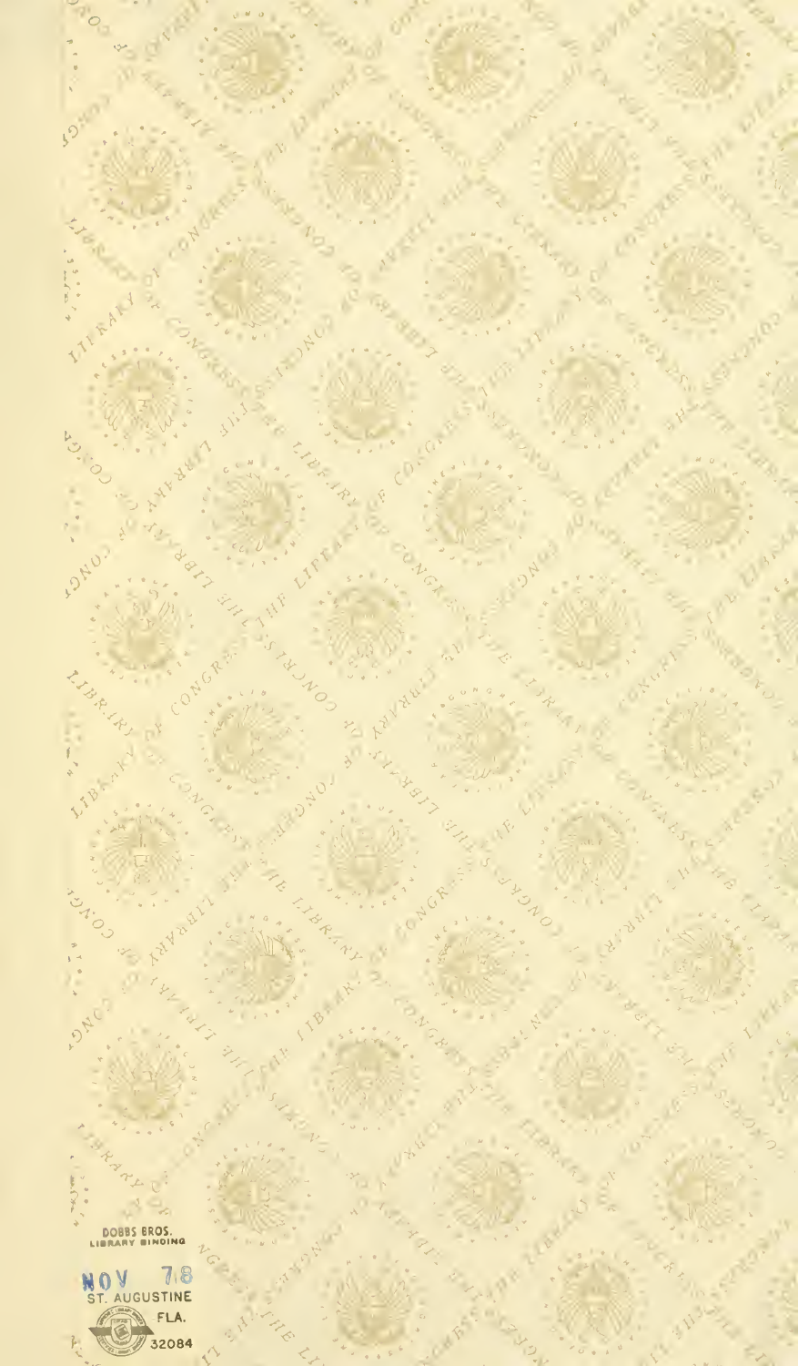DOBBS BROS.
LIBRARY BINDING

NOV 78
ST. AUGUSTINE
FLA.
32084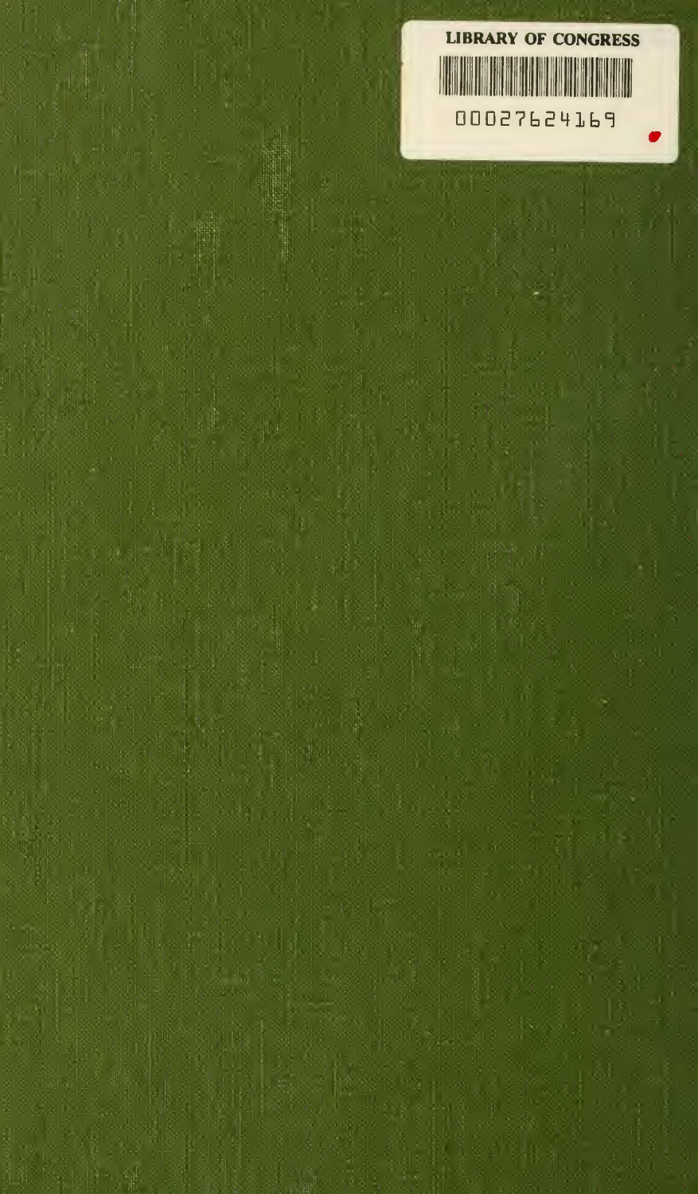LIBRARY OF CONGRESS

00027624169